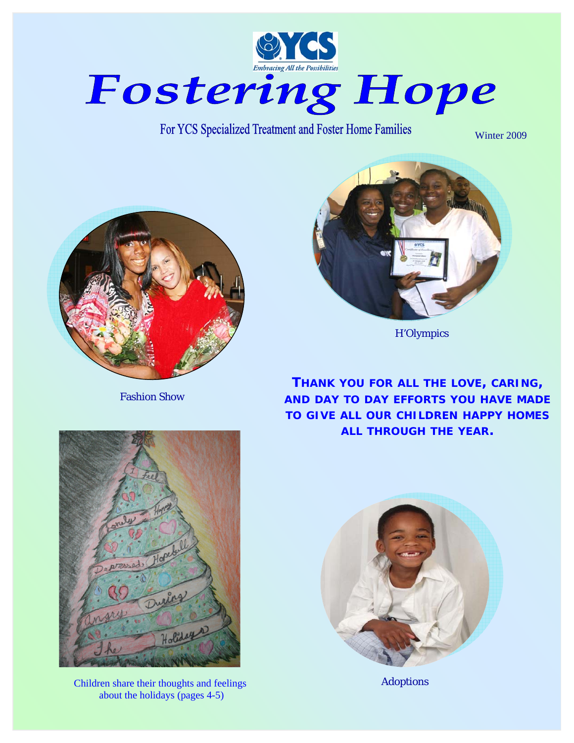YCS

*Embracing All the Possibilities*

# Fostering Hope

For YCS Specialized Treatment and Foster Home Families

Winter 2009

H'Olympics

Fashion Show

**THANK YOU FOR ALL THE LOVE, CARING, AND DAY TO DAY EFFORTS YOU HAVE MADE TO GIVE ALL OUR CHILDREN HAPPY HOMES ALL THROUGH THE YEAR.**

Children share their thoughts and feelings about the holidays (pages 4-5)

Adoptions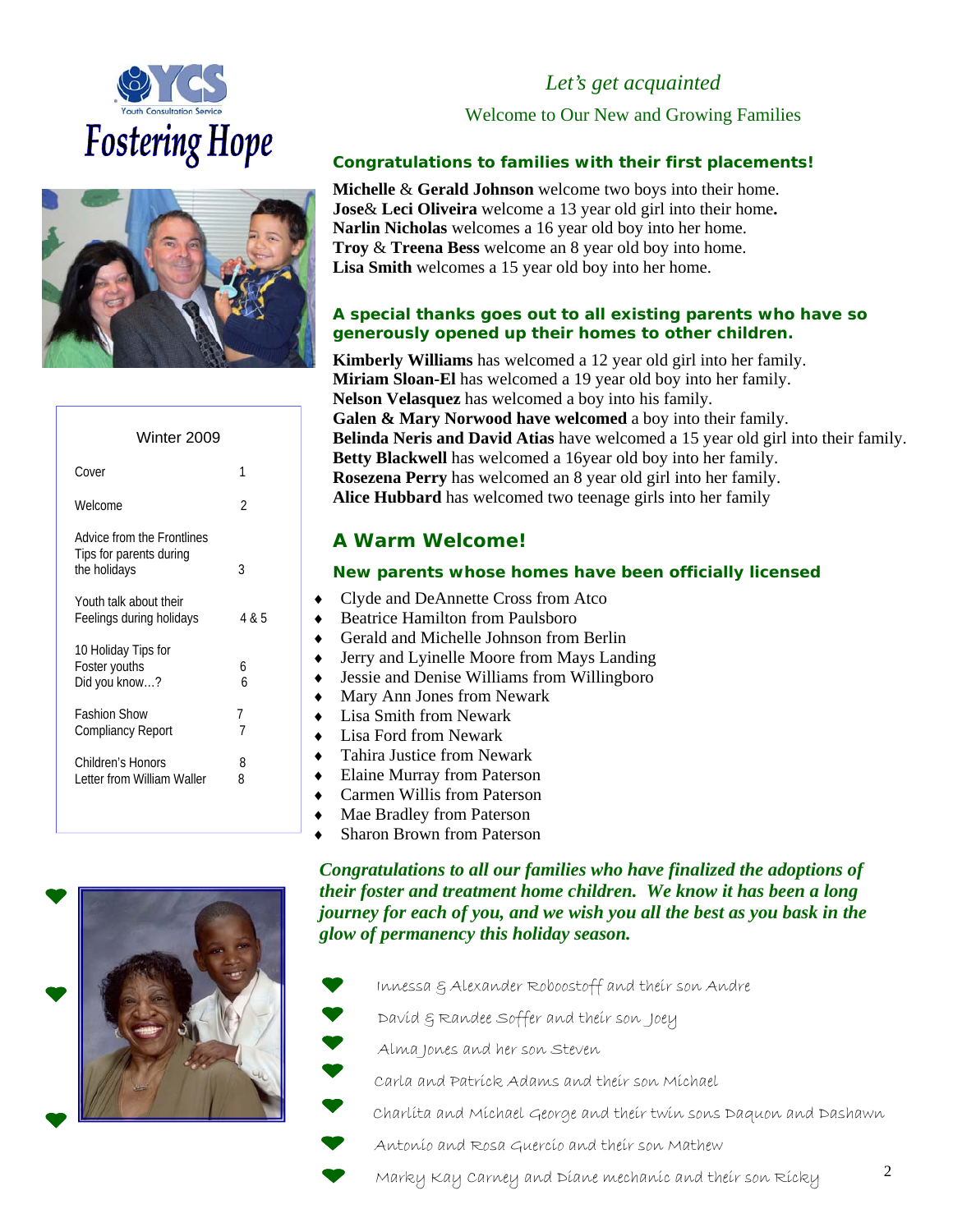# Fostering Hope

YCS Youth Consultation Service

| Winter 2009 | |
|---|---|
| Cover | 1 |
| Welcome | 2 |
| Advice from the Frontlines Tips for parents during the holidays | 3 |
| Youth talk about their Feelings during holidays | 4 & 5 |
| 10 Holiday Tips for Foster youths | 6 |
| Did you know…? | 6 |
| Fashion Show | 7 |
| Compliancy Report | 7 |
| Children's Honors | 8 |
| Letter from William Waller | 8 |

## *Let's get acquainted*

Welcome to Our New and Growing Families

### Congratulations to families with their first placements!

**Michelle** & **Gerald Johnson** welcome two boys into their home.
**Jose**& **Leci Oliveira** welcome a 13 year old girl into their home**.**
**Narlin Nicholas** welcomes a 16 year old boy into her home.
**Troy** & **Treena Bess** welcome an 8 year old boy into home.
**Lisa Smith** welcomes a 15 year old boy into her home.

### A special thanks goes out to all existing parents who have so generously opened up their homes to other children.

**Kimberly Williams** has welcomed a 12 year old girl into her family.
**Miriam Sloan-El** has welcomed a 19 year old boy into her family.
**Nelson Velasquez** has welcomed a boy into his family.
**Galen & Mary Norwood have welcomed** a boy into their family.
**Belinda Neris and David Atias** have welcomed a 15 year old girl into their family.
**Betty Blackwell** has welcomed a 16year old boy into her family.
**Rosezena Perry** has welcomed an 8 year old girl into her family.
**Alice Hubbard** has welcomed two teenage girls into her family

## A Warm Welcome!

### New parents whose homes have been officially licensed

- Clyde and DeAnnette Cross from Atco
- Beatrice Hamilton from Paulsboro
- Gerald and Michelle Johnson from Berlin
- Jerry and Lyinelle Moore from Mays Landing
- Jessie and Denise Williams from Willingboro
- Mary Ann Jones from Newark
- Lisa Smith from Newark
- Lisa Ford from Newark
- Tahira Justice from Newark
- Elaine Murray from Paterson
- Carmen Willis from Paterson
- Mae Bradley from Paterson
- Sharon Brown from Paterson

***Congratulations to all our families who have finalized the adoptions of their foster and treatment home children. We know it has been a long journey for each of you, and we wish you all the best as you bask in the glow of permanency this holiday season.***

- Innessa & Alexander Roboostoff and their son Andre
- David & Randee Soffer and their son Joey
- Alma Jones and her son Steven
- Carla and Patrick Adams and their son Michael
- Charlita and Michael George and their twin sons Daquon and Dashawn
- Antonio and Rosa Guercio and their son Mathew
- Marky Kay Carney and Diane mechanic and their son Ricky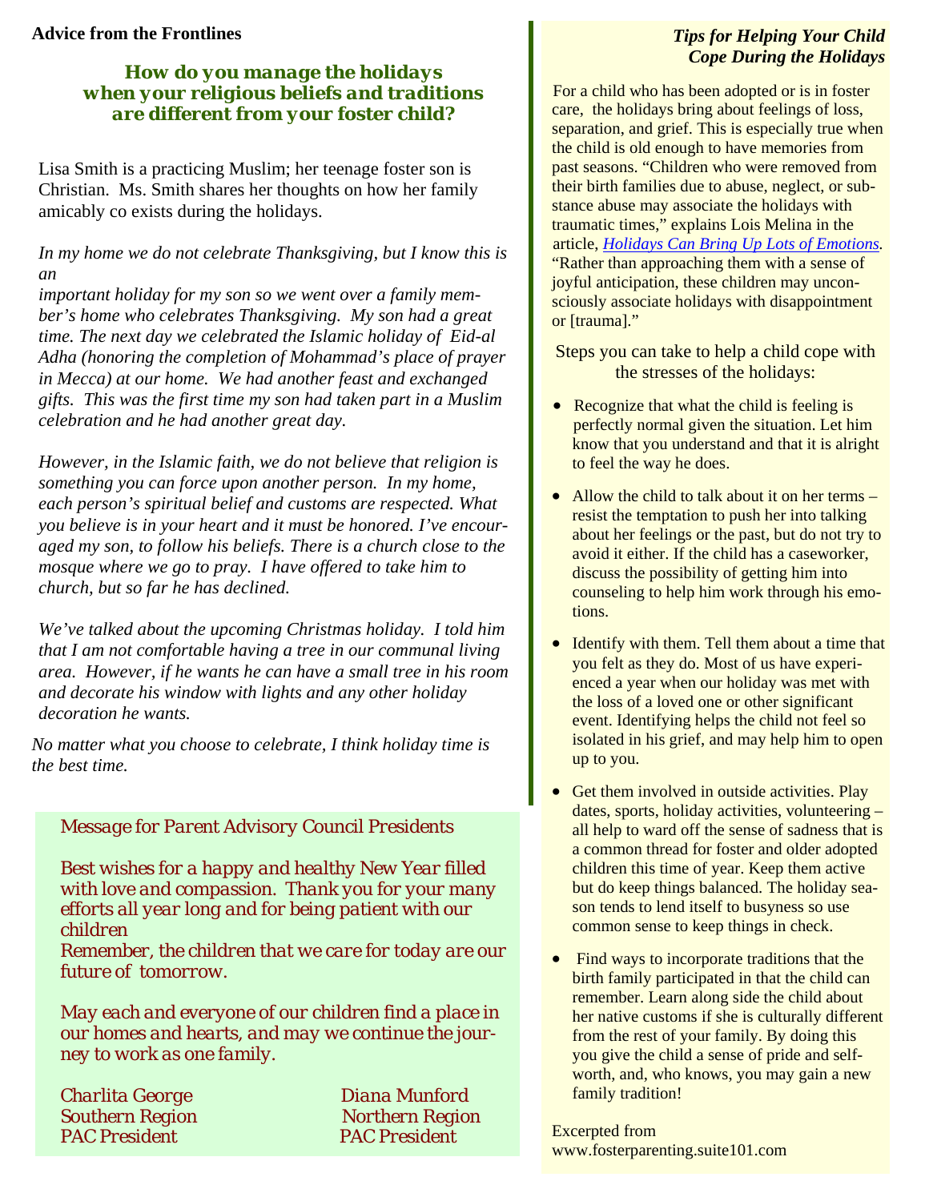**Advice from the Frontlines**

## How do you manage the holidays when your religious beliefs and traditions are different from your foster child?

Lisa Smith is a practicing Muslim; her teenage foster son is Christian. Ms. Smith shares her thoughts on how her family amicably co exists during the holidays.

*In my home we do not celebrate Thanksgiving, but I know this is an important holiday for my son so we went over a family member's home who celebrates Thanksgiving. My son had a great time. The next day we celebrated the Islamic holiday of Eid-al Adha (honoring the completion of Mohammad's place of prayer in Mecca) at our home. We had another feast and exchanged gifts. This was the first time my son had taken part in a Muslim celebration and he had another great day.*

*However, in the Islamic faith, we do not believe that religion is something you can force upon another person. In my home, each person's spiritual belief and customs are respected. What you believe is in your heart and it must be honored. I've encouraged my son, to follow his beliefs. There is a church close to the mosque where we go to pray. I have offered to take him to church, but so far he has declined.*

*We've talked about the upcoming Christmas holiday. I told him that I am not comfortable having a tree in our communal living area. However, if he wants he can have a small tree in his room and decorate his window with lights and any other holiday decoration he wants.*

*No matter what you choose to celebrate, I think holiday time is the best time.*

*Message for Parent Advisory Council Presidents*

*Best wishes for a happy and healthy New Year filled with love and compassion. Thank you for your many efforts all year long and for being patient with our children*
*Remember, the children that we care for today are our future of tomorrow.*

*May each and everyone of our children find a place in our homes and hearts, and may we continue the journey to work as one family.*

*Charlita George*
*Southern Region*
*PAC President*

*Diana Munford*
*Northern Region*
*PAC President*

### *Tips for Helping Your Child Cope During the Holidays*

For a child who has been adopted or is in foster care, the holidays bring about feelings of loss, separation, and grief. This is especially true when the child is old enough to have memories from past seasons. "Children who were removed from their birth families due to abuse, neglect, or substance abuse may associate the holidays with traumatic times," explains Lois Melina in the article, *Holidays Can Bring Up Lots of Emotions*. "Rather than approaching them with a sense of joyful anticipation, these children may unconsciously associate holidays with disappointment or [trauma]."

Steps you can take to help a child cope with the stresses of the holidays:

- Recognize that what the child is feeling is perfectly normal given the situation. Let him know that you understand and that it is alright to feel the way he does.
- Allow the child to talk about it on her terms – resist the temptation to push her into talking about her feelings or the past, but do not try to avoid it either. If the child has a caseworker, discuss the possibility of getting him into counseling to help him work through his emotions.
- Identify with them. Tell them about a time that you felt as they do. Most of us have experienced a year when our holiday was met with the loss of a loved one or other significant event. Identifying helps the child not feel so isolated in his grief, and may help him to open up to you.
- Get them involved in outside activities. Play dates, sports, holiday activities, volunteering – all help to ward off the sense of sadness that is a common thread for foster and older adopted children this time of year. Keep them active but do keep things balanced. The holiday season tends to lend itself to busyness so use common sense to keep things in check.
- Find ways to incorporate traditions that the birth family participated in that the child can remember. Learn along side the child about her native customs if she is culturally different from the rest of your family. By doing this you give the child a sense of pride and self-worth, and, who knows, you may gain a new family tradition!

Excerpted from
www.fosterparenting.suite101.com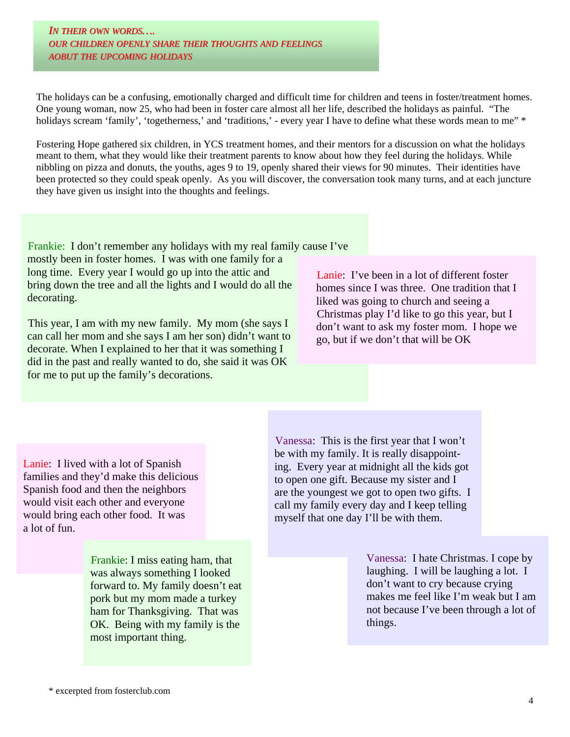## *IN THEIR OWN WORDS….*
## *OUR CHILDREN OPENLY SHARE THEIR THOUGHTS AND FEELINGS AOBUT THE UPCOMING HOLIDAYS*

The holidays can be a confusing, emotionally charged and difficult time for children and teens in foster/treatment homes. One young woman, now 25, who had been in foster care almost all her life, described the holidays as painful. "The holidays scream 'family', 'togetherness,' and 'traditions,' - every year I have to define what these words mean to me" *

Fostering Hope gathered six children, in YCS treatment homes, and their mentors for a discussion on what the holidays meant to them, what they would like their treatment parents to know about how they feel during the holidays. While nibbling on pizza and donuts, the youths, ages 9 to 19, openly shared their views for 90 minutes. Their identities have been protected so they could speak openly. As you will discover, the conversation took many turns, and at each juncture they have given us insight into the thoughts and feelings.

Frankie: I don't remember any holidays with my real family cause I've mostly been in foster homes. I was with one family for a long time. Every year I would go up into the attic and bring down the tree and all the lights and I would do all the decorating.

This year, I am with my new family. My mom (she says I can call her mom and she says I am her son) didn't want to decorate. When I explained to her that it was something I did in the past and really wanted to do, she said it was OK for me to put up the family's decorations.

Lanie: I've been in a lot of different foster homes since I was three. One tradition that I liked was going to church and seeing a Christmas play I'd like to go this year, but I don't want to ask my foster mom. I hope we go, but if we don't that will be OK

Lanie: I lived with a lot of Spanish families and they'd make this delicious Spanish food and then the neighbors would visit each other and everyone would bring each other food. It was a lot of fun.

Vanessa: This is the first year that I won't be with my family. It is really disappointing. Every year at midnight all the kids got to open one gift. Because my sister and I are the youngest we got to open two gifts. I call my family every day and I keep telling myself that one day I'll be with them.

Frankie: I miss eating ham, that was always something I looked forward to. My family doesn't eat pork but my mom made a turkey ham for Thanksgiving. That was OK. Being with my family is the most important thing.

Vanessa: I hate Christmas. I cope by laughing. I will be laughing a lot. I don't want to cry because crying makes me feel like I'm weak but I am not because I've been through a lot of things.

* excerpted from fosterclub.com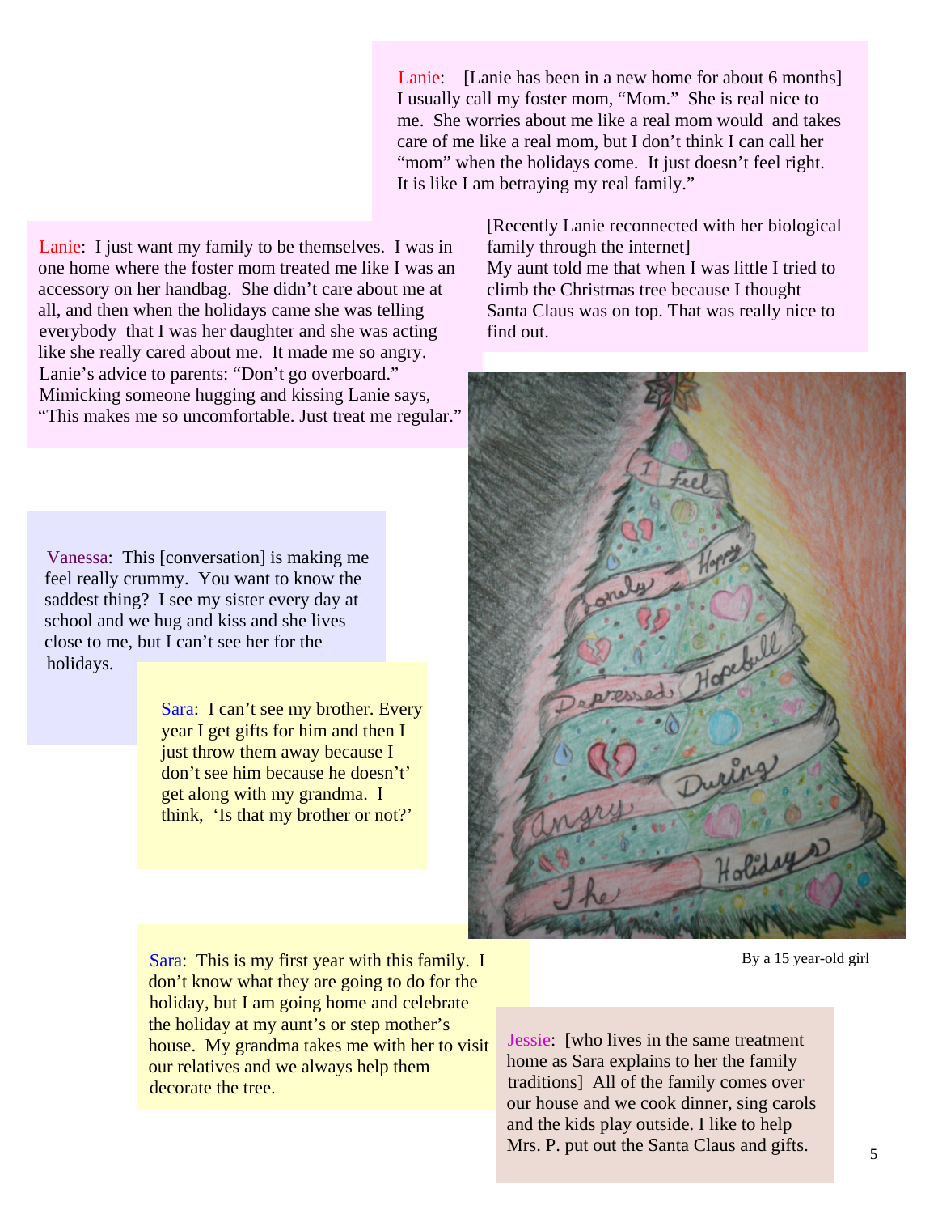Lanie: [Lanie has been in a new home for about 6 months] I usually call my foster mom, "Mom." She is real nice to me. She worries about me like a real mom would and takes care of me like a real mom, but I don't think I can call her "mom" when the holidays come. It just doesn't feel right. It is like I am betraying my real family."

[Recently Lanie reconnected with her biological family through the internet]
My aunt told me that when I was little I tried to climb the Christmas tree because I thought Santa Claus was on top. That was really nice to find out.

Lanie: I just want my family to be themselves. I was in one home where the foster mom treated me like I was an accessory on her handbag. She didn't care about me at all, and then when the holidays came she was telling everybody that I was her daughter and she was acting like she really cared about me. It made me so angry.
Lanie's advice to parents: "Don't go overboard."
Mimicking someone hugging and kissing Lanie says, "This makes me so uncomfortable. Just treat me regular."

Vanessa: This [conversation] is making me feel really crummy. You want to know the saddest thing? I see my sister every day at school and we hug and kiss and she lives close to me, but I can't see her for the holidays.

Sara: I can't see my brother. Every year I get gifts for him and then I just throw them away because I don't see him because he doesn't't get along with my grandma. I think, 'Is that my brother or not?'

By a 15 year-old girl

Sara: This is my first year with this family. I don't know what they are going to do for the holiday, but I am going home and celebrate the holiday at my aunt's or step mother's house. My grandma takes me with her to visit our relatives and we always help them decorate the tree.

Jessie: [who lives in the same treatment home as Sara explains to her the family traditions] All of the family comes over our house and we cook dinner, sing carols and the kids play outside. I like to help Mrs. P. put out the Santa Claus and gifts.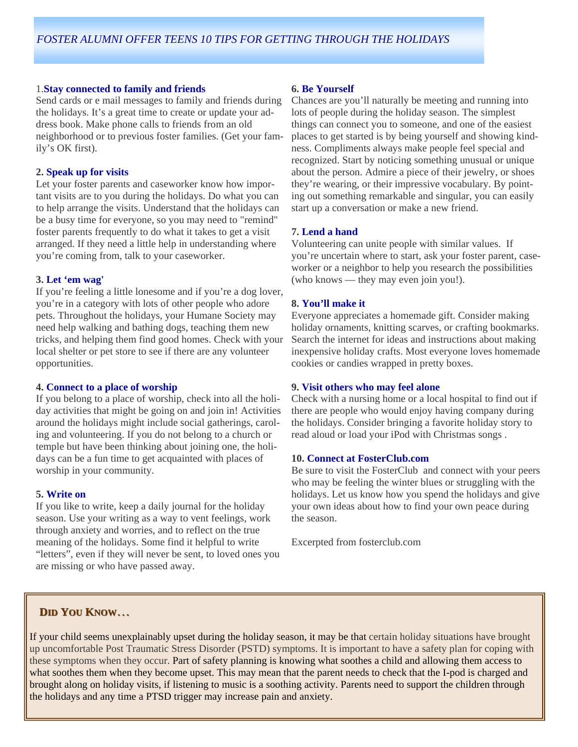## *FOSTER ALUMNI OFFER TEENS 10 TIPS FOR GETTING THROUGH THE HOLIDAYS*

1.**Stay connected to family and friends**

Send cards or e mail messages to family and friends during the holidays. It's a great time to create or update your address book. Make phone calls to friends from an old neighborhood or to previous foster families. (Get your family's OK first).

2. **Speak up for visits**

Let your foster parents and caseworker know how important visits are to you during the holidays. Do what you can to help arrange the visits. Understand that the holidays can be a busy time for everyone, so you may need to "remind" foster parents frequently to do what it takes to get a visit arranged. If they need a little help in understanding where you're coming from, talk to your caseworker.

3. **Let 'em wag'**

If you're feeling a little lonesome and if you're a dog lover, you're in a category with lots of other people who adore pets. Throughout the holidays, your Humane Society may need help walking and bathing dogs, teaching them new tricks, and helping them find good homes. Check with your local shelter or pet store to see if there are any volunteer opportunities.

4. **Connect to a place of worship**

If you belong to a place of worship, check into all the holiday activities that might be going on and join in! Activities around the holidays might include social gatherings, caroling and volunteering. If you do not belong to a church or temple but have been thinking about joining one, the holidays can be a fun time to get acquainted with places of worship in your community.

5. **Write on**

If you like to write, keep a daily journal for the holiday season. Use your writing as a way to vent feelings, work through anxiety and worries, and to reflect on the true meaning of the holidays. Some find it helpful to write "letters", even if they will never be sent, to loved ones you are missing or who have passed away.

6. **Be Yourself**

Chances are you'll naturally be meeting and running into lots of people during the holiday season. The simplest things can connect you to someone, and one of the easiest places to get started is by being yourself and showing kindness. Compliments always make people feel special and recognized. Start by noticing something unusual or unique about the person. Admire a piece of their jewelry, or shoes they're wearing, or their impressive vocabulary. By pointing out something remarkable and singular, you can easily start up a conversation or make a new friend.

7. **Lend a hand**

Volunteering can unite people with similar values. If you're uncertain where to start, ask your foster parent, caseworker or a neighbor to help you research the possibilities (who knows — they may even join you!).

8. **You'll make it**

Everyone appreciates a homemade gift. Consider making holiday ornaments, knitting scarves, or crafting bookmarks. Search the internet for ideas and instructions about making inexpensive holiday crafts. Most everyone loves homemade cookies or candies wrapped in pretty boxes.

9. **Visit others who may feel alone**

Check with a nursing home or a local hospital to find out if there are people who would enjoy having company during the holidays. Consider bringing a favorite holiday story to read aloud or load your iPod with Christmas songs .

10. **Connect at FosterClub.com**

Be sure to visit the FosterClub and connect with your peers who may be feeling the winter blues or struggling with the holidays. Let us know how you spend the holidays and give your own ideas about how to find your own peace during the season.

Excerpted from fosterclub.com

### DID YOU KNOW…

If your child seems unexplainably upset during the holiday season, it may be that certain holiday situations have brought up uncomfortable Post Traumatic Stress Disorder (PSTD) symptoms. It is important to have a safety plan for coping with these symptoms when they occur. Part of safety planning is knowing what soothes a child and allowing them access to what soothes them when they become upset. This may mean that the parent needs to check that the I-pod is charged and brought along on holiday visits, if listening to music is a soothing activity. Parents need to support the children through the holidays and any time a PTSD trigger may increase pain and anxiety.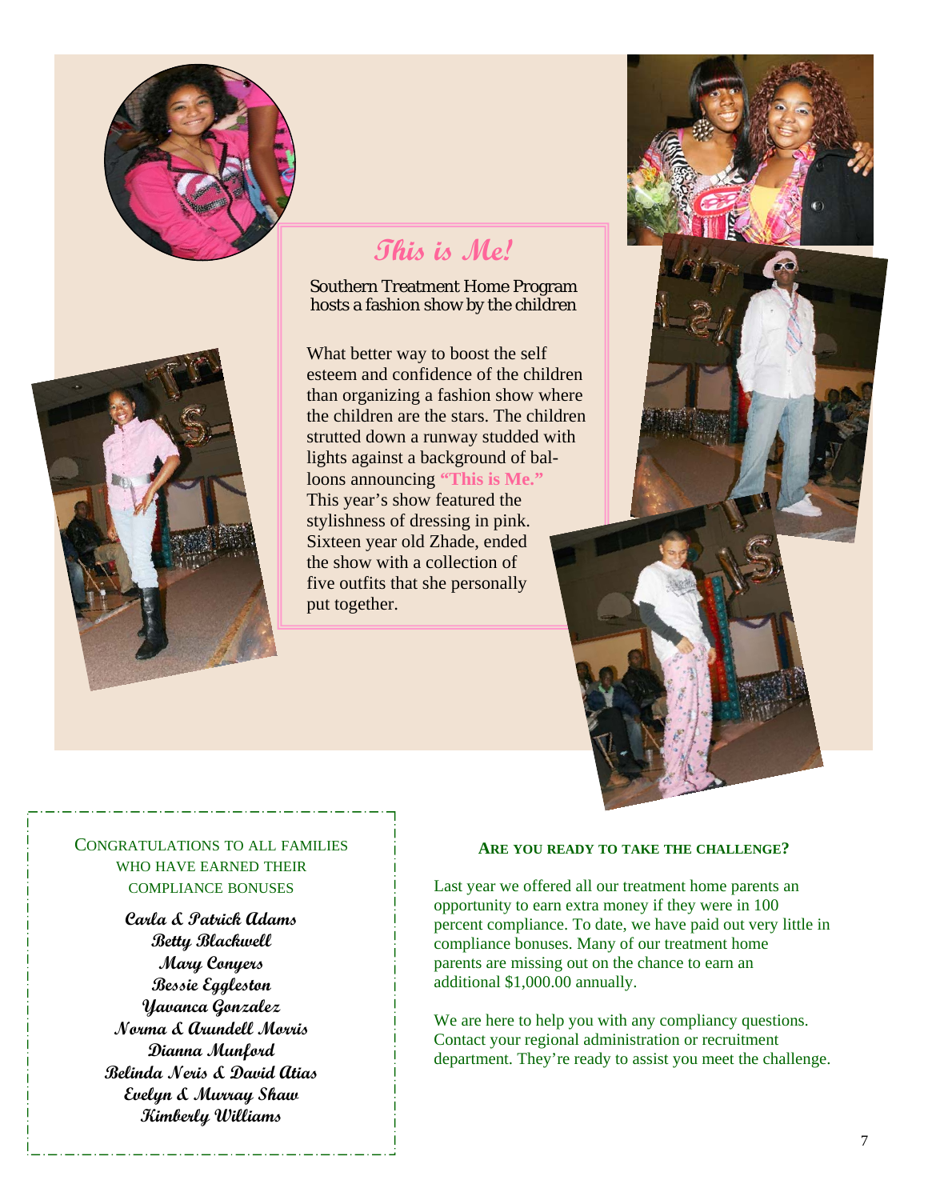## This is Me!

Southern Treatment Home Program hosts a fashion show by the children

What better way to boost the self esteem and confidence of the children than organizing a fashion show where the children are the stars. The children strutted down a runway studded with lights against a background of balloons announcing **"This is Me."** This year's show featured the stylishness of dressing in pink. Sixteen year old Zhade, ended the show with a collection of five outfits that she personally put together.

CONGRATULATIONS TO ALL FAMILIES WHO HAVE EARNED THEIR COMPLIANCE BONUSES

**Carla & Patrick Adams**
**Betty Blackwell**
**Mary Conyers**
**Bessie Eggleston**
**Yavanca Gonzalez**
**Norma & Arundell Morris**
**Dianna Munford**
**Belinda Neris & David Atias**
**Evelyn & Murray Shaw**
**Kimberly Williams**

### ARE YOU READY TO TAKE THE CHALLENGE?

Last year we offered all our treatment home parents an opportunity to earn extra money if they were in 100 percent compliance. To date, we have paid out very little in compliance bonuses. Many of our treatment home parents are missing out on the chance to earn an additional $1,000.00 annually.

We are here to help you with any compliancy questions. Contact your regional administration or recruitment department. They're ready to assist you meet the challenge.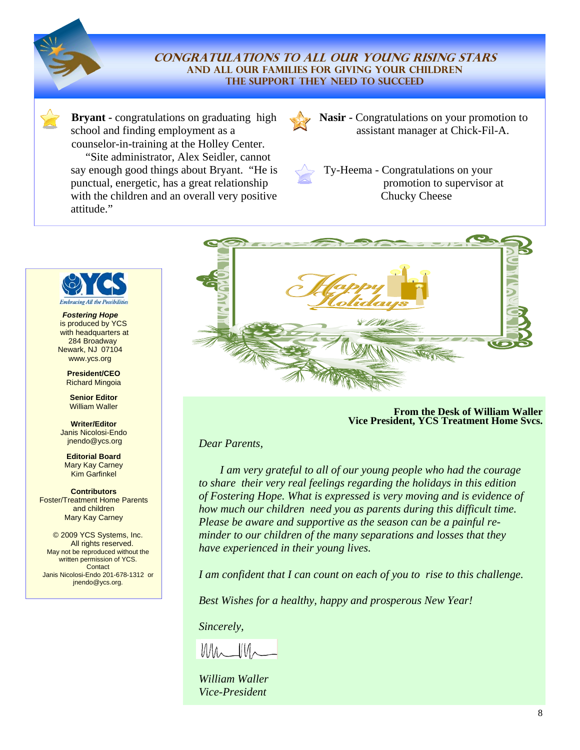## Congratulations to all our Young Rising Stars
### And all our families for giving your children the support they need to succeed

**Bryant -** congratulations on graduating high school and finding employment as a counselor-in-training at the Holley Center.

"Site administrator, Alex Seidler, cannot say enough good things about Bryant. "He is punctual, energetic, has a great relationship with the children and an overall very positive attitude."

**Nasir -** Congratulations on your promotion to assistant manager at Chick-Fil-A.

Ty-Heema - Congratulations on your promotion to supervisor at Chucky Cheese

Happy Holidays

YCS
Embracing All the Possibilities

***Fostering Hope*** is produced by YCS with headquarters at 284 Broadway Newark, NJ 07104 www.ycs.org

**President/CEO**
Richard Mingoia

**Senior Editor**
William Waller

**Writer/Editor**
Janis Nicolosi-Endo
jnendo@ycs.org

**Editorial Board**
Mary Kay Carney
Kim Garfinkel

**Contributors**
Foster/Treatment Home Parents and children
Mary Kay Carney

© 2009 YCS Systems, Inc. All rights reserved. May not be reproduced without the written permission of YCS. Contact Janis Nicolosi-Endo 201-678-1312 or jnendo@ycs.org.

**From the Desk of William Waller**
**Vice President, YCS Treatment Home Svcs.**

*Dear Parents,*

*I am very grateful to all of our young people who had the courage to share their very real feelings regarding the holidays in this edition of Fostering Hope. What is expressed is very moving and is evidence of how much our children need you as parents during this difficult time. Please be aware and supportive as the season can be a painful reminder to our children of the many separations and losses that they have experienced in their young lives.*

*I am confident that I can count on each of you to rise to this challenge.*

*Best Wishes for a healthy, happy and prosperous New Year!*

*Sincerely,*

*William Waller*
*Vice-President*